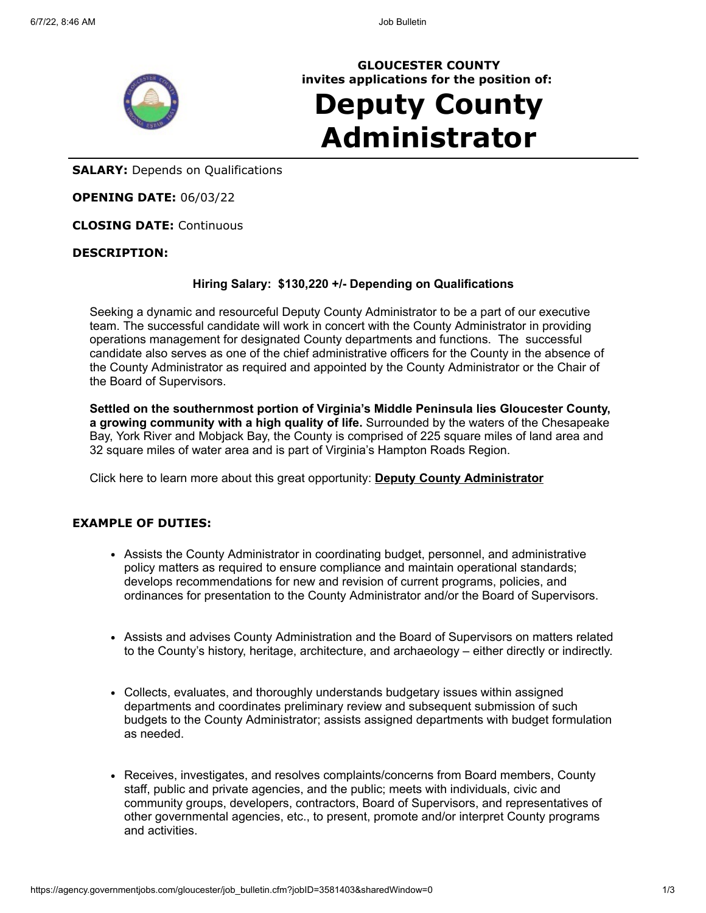GLOUCESTER COUNTY
invites applications for the position of:

# Deputy County Administrator

**SALARY:** Depends on Qualifications

**OPENING DATE:** 06/03/22

**CLOSING DATE:** Continuous

**DESCRIPTION:**

**Hiring Salary: $130,220 +/- Depending on Qualifications**

Seeking a dynamic and resourceful Deputy County Administrator to be a part of our executive team. The successful candidate will work in concert with the County Administrator in providing operations management for designated County departments and functions. The successful candidate also serves as one of the chief administrative officers for the County in the absence of the County Administrator as required and appointed by the County Administrator or the Chair of the Board of Supervisors.

**Settled on the southernmost portion of Virginia's Middle Peninsula lies Gloucester County, a growing community with a high quality of life.** Surrounded by the waters of the Chesapeake Bay, York River and Mobjack Bay, the County is comprised of 225 square miles of land area and 32 square miles of water area and is part of Virginia's Hampton Roads Region.

Click here to learn more about this great opportunity: **Deputy County Administrator**

**EXAMPLE OF DUTIES:**

- Assists the County Administrator in coordinating budget, personnel, and administrative policy matters as required to ensure compliance and maintain operational standards; develops recommendations for new and revision of current programs, policies, and ordinances for presentation to the County Administrator and/or the Board of Supervisors.

- Assists and advises County Administration and the Board of Supervisors on matters related to the County's history, heritage, architecture, and archaeology – either directly or indirectly.

- Collects, evaluates, and thoroughly understands budgetary issues within assigned departments and coordinates preliminary review and subsequent submission of such budgets to the County Administrator; assists assigned departments with budget formulation as needed.

- Receives, investigates, and resolves complaints/concerns from Board members, County staff, public and private agencies, and the public; meets with individuals, civic and community groups, developers, contractors, Board of Supervisors, and representatives of other governmental agencies, etc., to present, promote and/or interpret County programs and activities.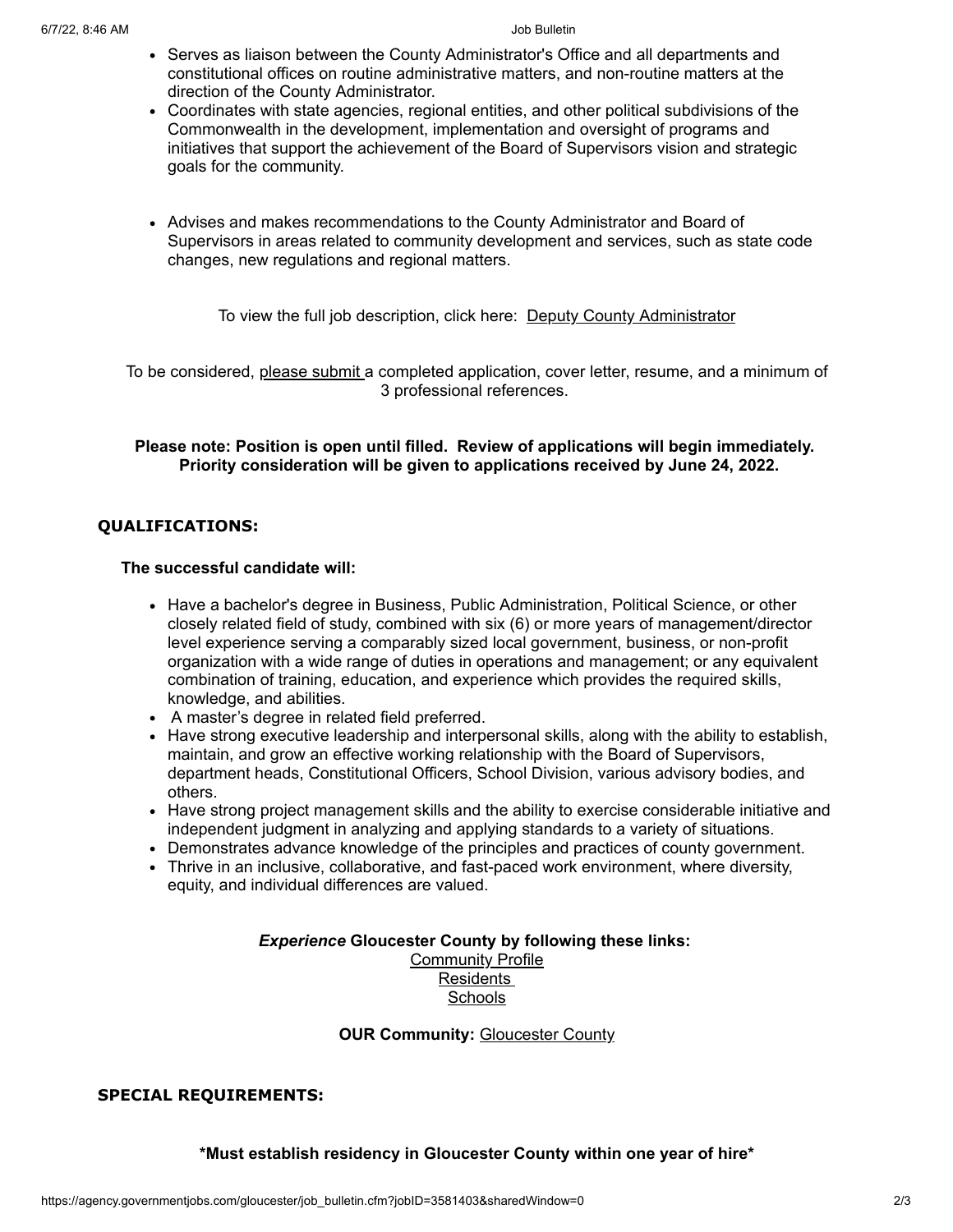- Serves as liaison between the County Administrator's Office and all departments and constitutional offices on routine administrative matters, and non-routine matters at the direction of the County Administrator.
- Coordinates with state agencies, regional entities, and other political subdivisions of the Commonwealth in the development, implementation and oversight of programs and initiatives that support the achievement of the Board of Supervisors vision and strategic goals for the community.
- Advises and makes recommendations to the County Administrator and Board of Supervisors in areas related to community development and services, such as state code changes, new regulations and regional matters.

To view the full job description, click here: Deputy County Administrator

To be considered, please submit a completed application, cover letter, resume, and a minimum of 3 professional references.

**Please note: Position is open until filled. Review of applications will begin immediately. Priority consideration will be given to applications received by June 24, 2022.**

## QUALIFICATIONS:

**The successful candidate will:**

- Have a bachelor's degree in Business, Public Administration, Political Science, or other closely related field of study, combined with six (6) or more years of management/director level experience serving a comparably sized local government, business, or non-profit organization with a wide range of duties in operations and management; or any equivalent combination of training, education, and experience which provides the required skills, knowledge, and abilities.
- A master's degree in related field preferred.
- Have strong executive leadership and interpersonal skills, along with the ability to establish, maintain, and grow an effective working relationship with the Board of Supervisors, department heads, Constitutional Officers, School Division, various advisory bodies, and others.
- Have strong project management skills and the ability to exercise considerable initiative and independent judgment in analyzing and applying standards to a variety of situations.
- Demonstrates advance knowledge of the principles and practices of county government.
- Thrive in an inclusive, collaborative, and fast-paced work environment, where diversity, equity, and individual differences are valued.

***Experience* Gloucester County by following these links:**
Community Profile
Residents
Schools

**OUR Community:** Gloucester County

## SPECIAL REQUIREMENTS:

**\*Must establish residency in Gloucester County within one year of hire\***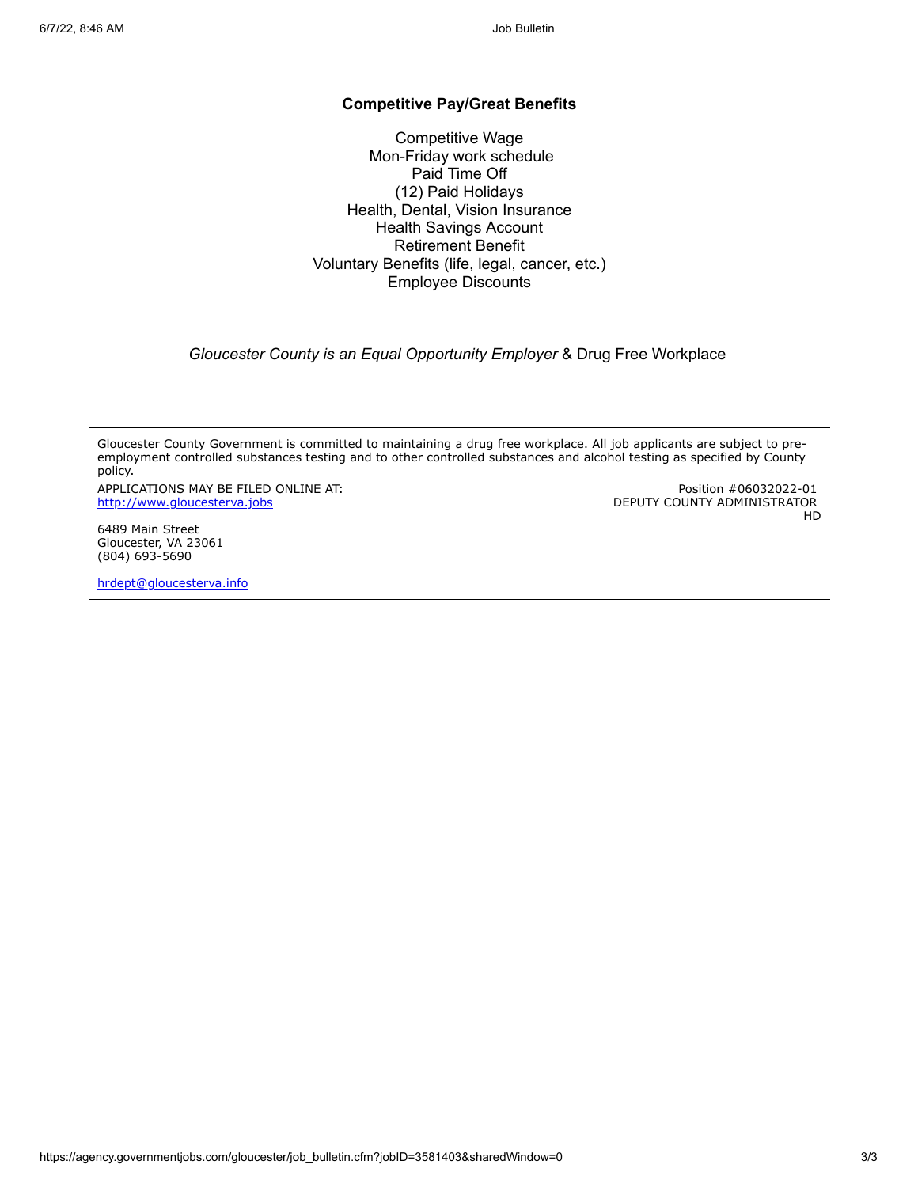**Competitive Pay/Great Benefits**

Competitive Wage
Mon-Friday work schedule
Paid Time Off
(12) Paid Holidays
Health, Dental, Vision Insurance
Health Savings Account
Retirement Benefit
Voluntary Benefits (life, legal, cancer, etc.)
Employee Discounts

*Gloucester County is an Equal Opportunity Employer* & Drug Free Workplace

---

Gloucester County Government is committed to maintaining a drug free workplace. All job applicants are subject to pre-employment controlled substances testing and to other controlled substances and alcohol testing as specified by County policy.

APPLICATIONS MAY BE FILED ONLINE AT:
http://www.gloucesterva.jobs

Position #06032022-01
DEPUTY COUNTY ADMINISTRATOR
HD

6489 Main Street
Gloucester, VA 23061
(804) 693-5690

hrdept@gloucesterva.info

---